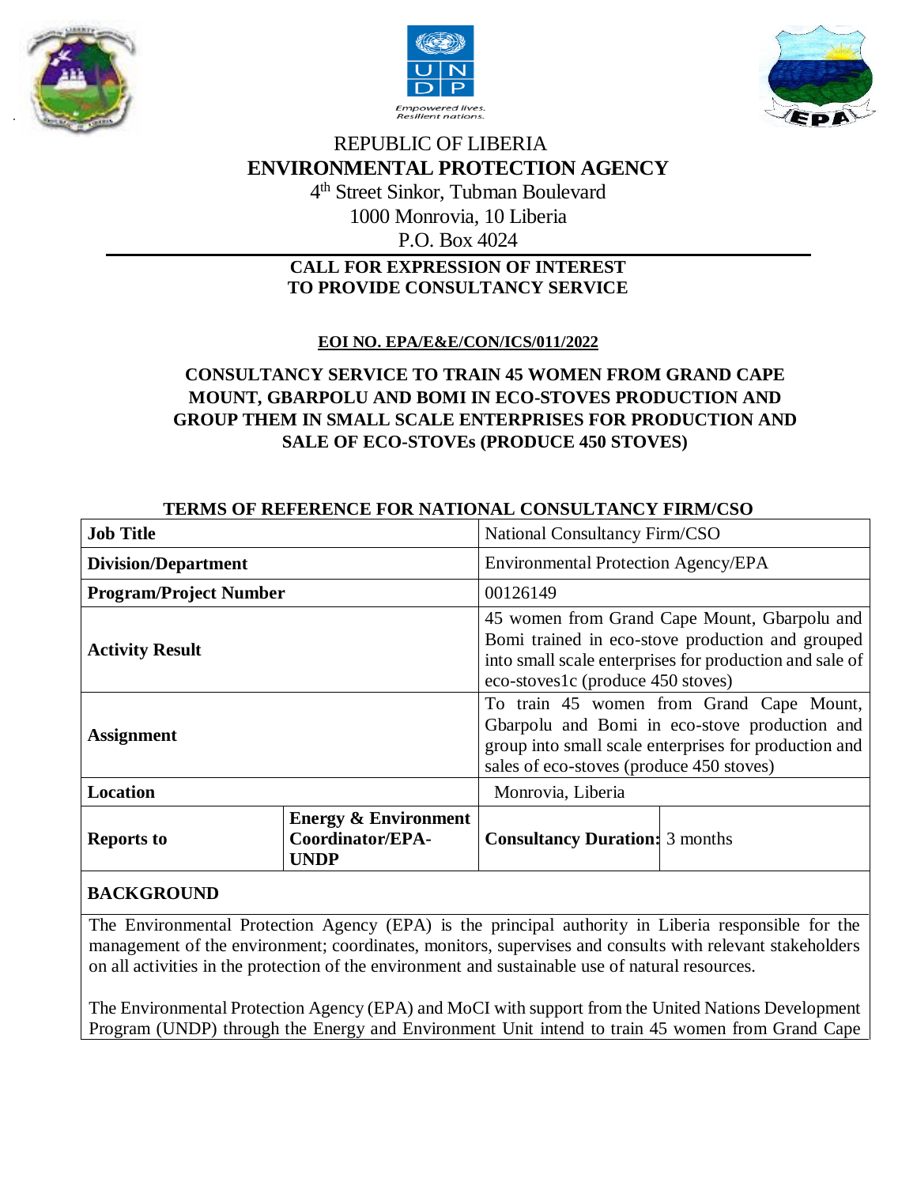REPUBLIC OF LIBERIA

**ENVIRONMENTAL PROTECTION AGENCY**

4th Street Sinkor, Tubman Boulevard

1000 Monrovia, 10 Liberia

P.O. Box 4024

**CALL FOR EXPRESSION OF INTEREST**
**TO PROVIDE CONSULTANCY SERVICE**

**EOI NO. EPA/E&E/CON/ICS/011/2022**

**CONSULTANCY SERVICE TO TRAIN 45 WOMEN FROM GRAND CAPE MOUNT, GBARPOLU AND BOMI IN ECO-STOVES PRODUCTION AND GROUP THEM IN SMALL SCALE ENTERPRISES FOR PRODUCTION AND SALE OF ECO-STOVEs (PRODUCE 450 STOVES)**

**TERMS OF REFERENCE FOR NATIONAL CONSULTANCY FIRM/CSO**

| **Job Title** | | National Consultancy Firm/CSO | |
|---|---|---|---|
| **Division/Department** | | Environmental Protection Agency/EPA | |
| **Program/Project Number** | | 00126149 | |
| **Activity Result** | | 45 women from Grand Cape Mount, Gbarpolu and Bomi trained in eco-stove production and grouped into small scale enterprises for production and sale of eco-stoves1c (produce 450 stoves) | |
| **Assignment** | | To train 45 women from Grand Cape Mount, Gbarpolu and Bomi in eco-stove production and group into small scale enterprises for production and sales of eco-stoves (produce 450 stoves) | |
| **Location** | | Monrovia, Liberia | |
| **Reports to** | **Energy & Environment Coordinator/EPA-UNDP** | **Consultancy Duration:** | 3 months |

**BACKGROUND**

The Environmental Protection Agency (EPA) is the principal authority in Liberia responsible for the management of the environment; coordinates, monitors, supervises and consults with relevant stakeholders on all activities in the protection of the environment and sustainable use of natural resources.

The Environmental Protection Agency (EPA) and MoCI with support from the United Nations Development Program (UNDP) through the Energy and Environment Unit intend to train 45 women from Grand Cape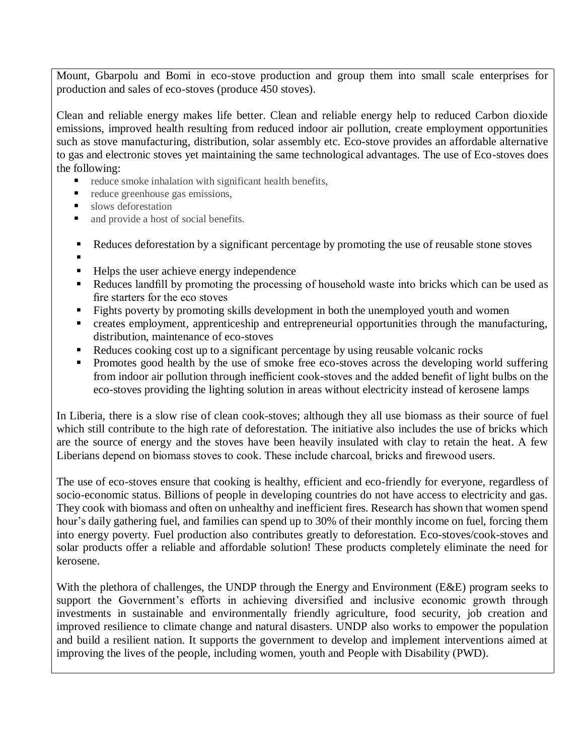Mount, Gbarpolu and Bomi in eco-stove production and group them into small scale enterprises for production and sales of eco-stoves (produce 450 stoves).

Clean and reliable energy makes life better. Clean and reliable energy help to reduced Carbon dioxide emissions, improved health resulting from reduced indoor air pollution, create employment opportunities such as stove manufacturing, distribution, solar assembly etc. Eco-stove provides an affordable alternative to gas and electronic stoves yet maintaining the same technological advantages. The use of Eco-stoves does the following:

- reduce smoke inhalation with significant health benefits,
- reduce greenhouse gas emissions,
- slows deforestation
- and provide a host of social benefits.

- Reduces deforestation by a significant percentage by promoting the use of reusable stone stoves
- Helps the user achieve energy independence
- Reduces landfill by promoting the processing of household waste into bricks which can be used as fire starters for the eco stoves
- Fights poverty by promoting skills development in both the unemployed youth and women
- creates employment, apprenticeship and entrepreneurial opportunities through the manufacturing, distribution, maintenance of eco-stoves
- Reduces cooking cost up to a significant percentage by using reusable volcanic rocks
- Promotes good health by the use of smoke free eco-stoves across the developing world suffering from indoor air pollution through inefficient cook-stoves and the added benefit of light bulbs on the eco-stoves providing the lighting solution in areas without electricity instead of kerosene lamps

In Liberia, there is a slow rise of clean cook-stoves; although they all use biomass as their source of fuel which still contribute to the high rate of deforestation. The initiative also includes the use of bricks which are the source of energy and the stoves have been heavily insulated with clay to retain the heat. A few Liberians depend on biomass stoves to cook. These include charcoal, bricks and firewood users.

The use of eco-stoves ensure that cooking is healthy, efficient and eco-friendly for everyone, regardless of socio-economic status. Billions of people in developing countries do not have access to electricity and gas. They cook with biomass and often on unhealthy and inefficient fires. Research has shown that women spend hour's daily gathering fuel, and families can spend up to 30% of their monthly income on fuel, forcing them into energy poverty. Fuel production also contributes greatly to deforestation. Eco-stoves/cook-stoves and solar products offer a reliable and affordable solution! These products completely eliminate the need for kerosene.

With the plethora of challenges, the UNDP through the Energy and Environment (E&E) program seeks to support the Government's efforts in achieving diversified and inclusive economic growth through investments in sustainable and environmentally friendly agriculture, food security, job creation and improved resilience to climate change and natural disasters. UNDP also works to empower the population and build a resilient nation. It supports the government to develop and implement interventions aimed at improving the lives of the people, including women, youth and People with Disability (PWD).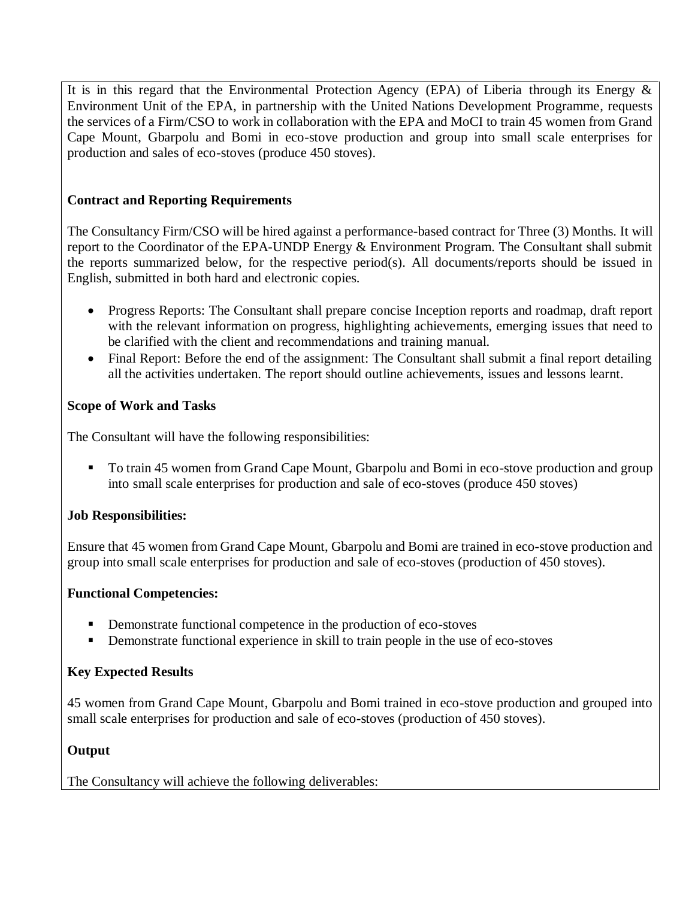It is in this regard that the Environmental Protection Agency (EPA) of Liberia through its Energy & Environment Unit of the EPA, in partnership with the United Nations Development Programme, requests the services of a Firm/CSO to work in collaboration with the EPA and MoCI to train 45 women from Grand Cape Mount, Gbarpolu and Bomi in eco-stove production and group into small scale enterprises for production and sales of eco-stoves (produce 450 stoves).

**Contract and Reporting Requirements**

The Consultancy Firm/CSO will be hired against a performance-based contract for Three (3) Months. It will report to the Coordinator of the EPA-UNDP Energy & Environment Program. The Consultant shall submit the reports summarized below, for the respective period(s). All documents/reports should be issued in English, submitted in both hard and electronic copies.

- Progress Reports: The Consultant shall prepare concise Inception reports and roadmap, draft report with the relevant information on progress, highlighting achievements, emerging issues that need to be clarified with the client and recommendations and training manual.
- Final Report: Before the end of the assignment: The Consultant shall submit a final report detailing all the activities undertaken. The report should outline achievements, issues and lessons learnt.

**Scope of Work and Tasks**

The Consultant will have the following responsibilities:

- To train 45 women from Grand Cape Mount, Gbarpolu and Bomi in eco-stove production and group into small scale enterprises for production and sale of eco-stoves (produce 450 stoves)

**Job Responsibilities:**

Ensure that 45 women from Grand Cape Mount, Gbarpolu and Bomi are trained in eco-stove production and group into small scale enterprises for production and sale of eco-stoves (production of 450 stoves).

**Functional Competencies:**

- Demonstrate functional competence in the production of eco-stoves
- Demonstrate functional experience in skill to train people in the use of eco-stoves

**Key Expected Results**

45 women from Grand Cape Mount, Gbarpolu and Bomi trained in eco-stove production and grouped into small scale enterprises for production and sale of eco-stoves (production of 450 stoves).

**Output**

The Consultancy will achieve the following deliverables: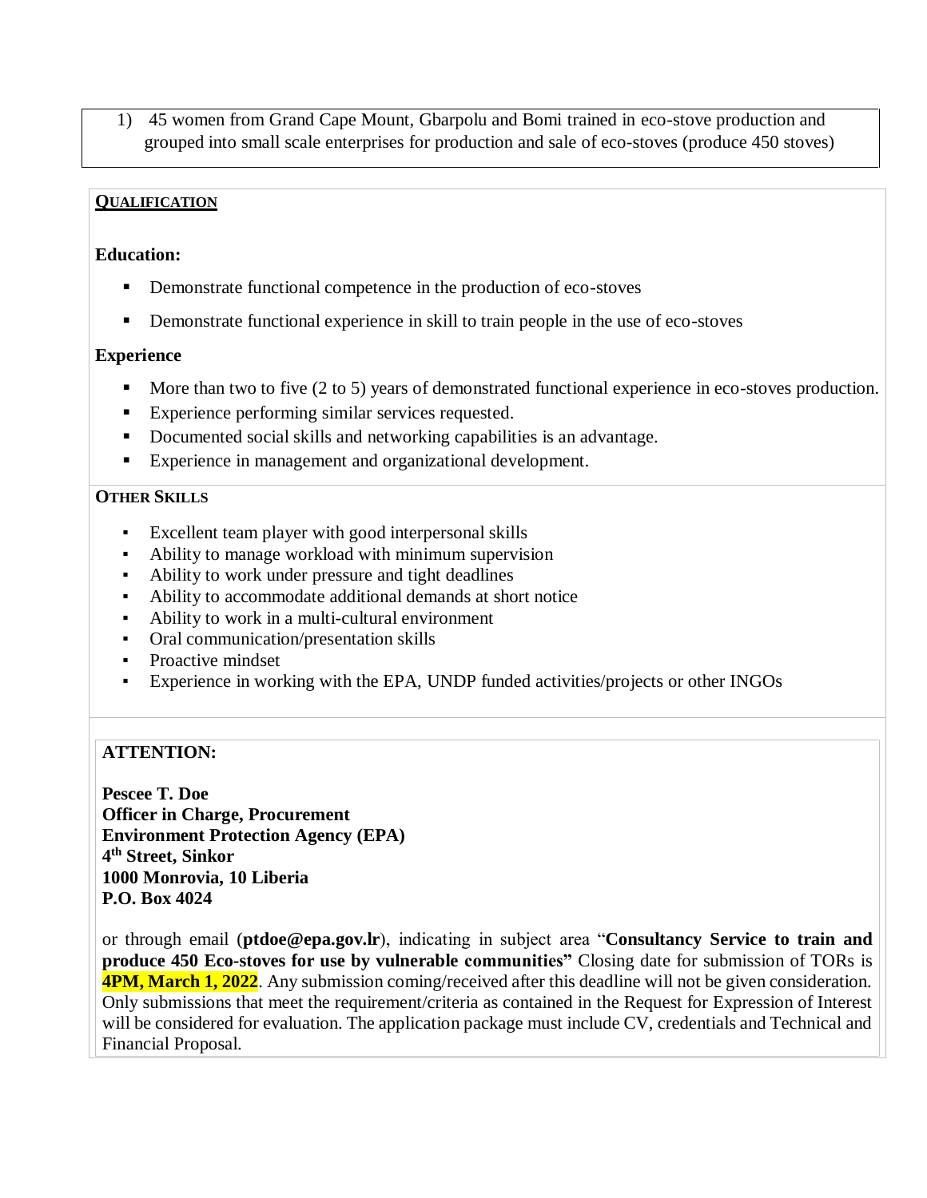1) 45 women from Grand Cape Mount, Gbarpolu and Bomi trained in eco-stove production and grouped into small scale enterprises for production and sale of eco-stoves (produce 450 stoves)

**QUALIFICATION**

**Education:**

- Demonstrate functional competence in the production of eco-stoves
- Demonstrate functional experience in skill to train people in the use of eco-stoves

**Experience**

- More than two to five (2 to 5) years of demonstrated functional experience in eco-stoves production.
- Experience performing similar services requested.
- Documented social skills and networking capabilities is an advantage.
- Experience in management and organizational development.

**OTHER SKILLS**

- Excellent team player with good interpersonal skills
- Ability to manage workload with minimum supervision
- Ability to work under pressure and tight deadlines
- Ability to accommodate additional demands at short notice
- Ability to work in a multi-cultural environment
- Oral communication/presentation skills
- Proactive mindset
- Experience in working with the EPA, UNDP funded activities/projects or other INGOs

**ATTENTION:**

**Pescee T. Doe**
**Officer in Charge, Procurement**
**Environment Protection Agency (EPA)**
**4th Street, Sinkor**
**1000 Monrovia, 10 Liberia**
**P.O. Box 4024**

or through email (**ptdoe@epa.gov.lr**), indicating in subject area "**Consultancy Service to train and produce 450 Eco-stoves for use by vulnerable communities"** Closing date for submission of TORs is **4PM, March 1, 2022**. Any submission coming/received after this deadline will not be given consideration. Only submissions that meet the requirement/criteria as contained in the Request for Expression of Interest will be considered for evaluation. The application package must include CV, credentials and Technical and Financial Proposal.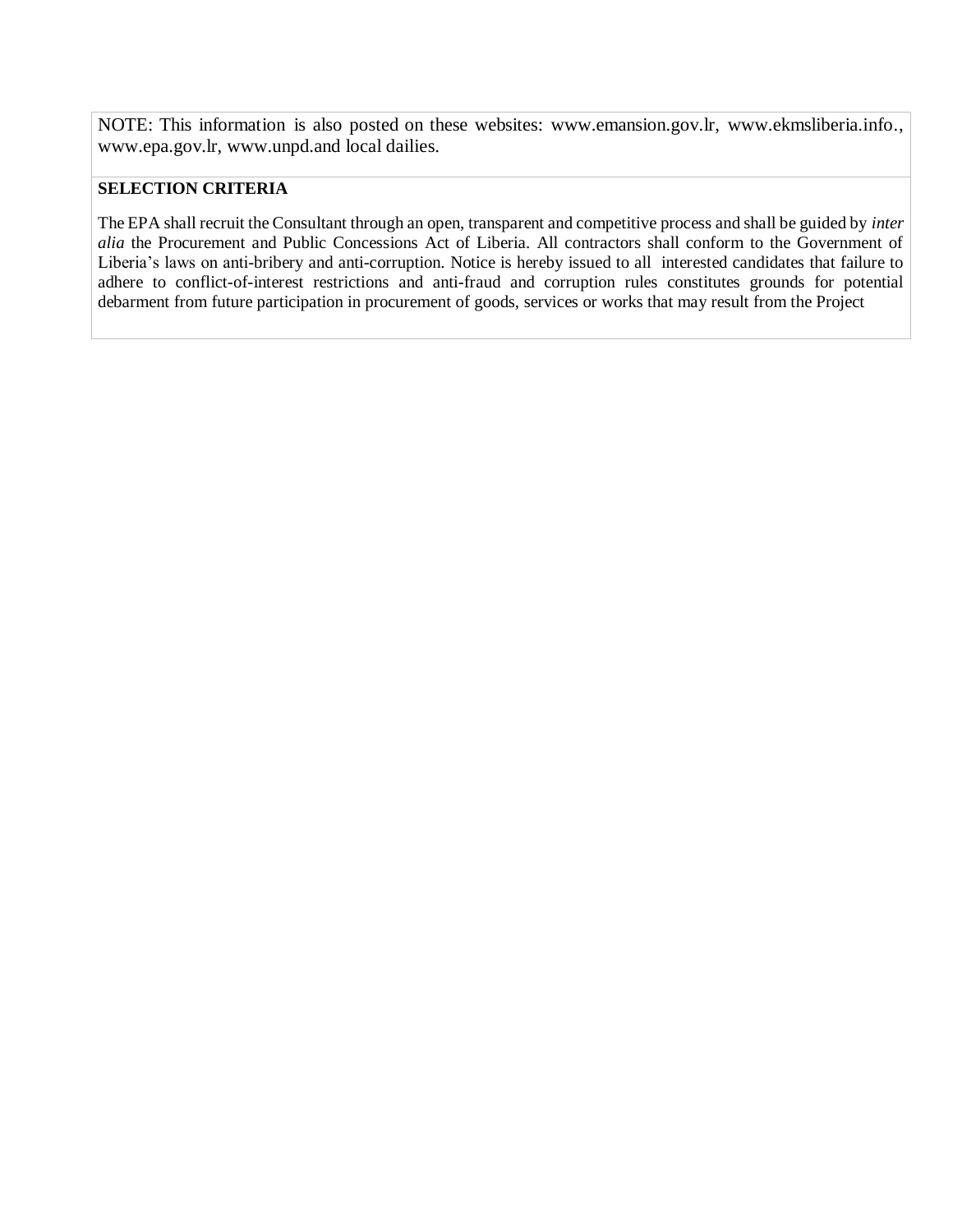NOTE: This information is also posted on these websites: www.emansion.gov.lr, www.ekmsliberia.info., www.epa.gov.lr, www.unpd.and local dailies.

**SELECTION CRITERIA**

The EPA shall recruit the Consultant through an open, transparent and competitive process and shall be guided by *inter alia* the Procurement and Public Concessions Act of Liberia. All contractors shall conform to the Government of Liberia's laws on anti-bribery and anti-corruption. Notice is hereby issued to all interested candidates that failure to adhere to conflict-of-interest restrictions and anti-fraud and corruption rules constitutes grounds for potential debarment from future participation in procurement of goods, services or works that may result from the Project